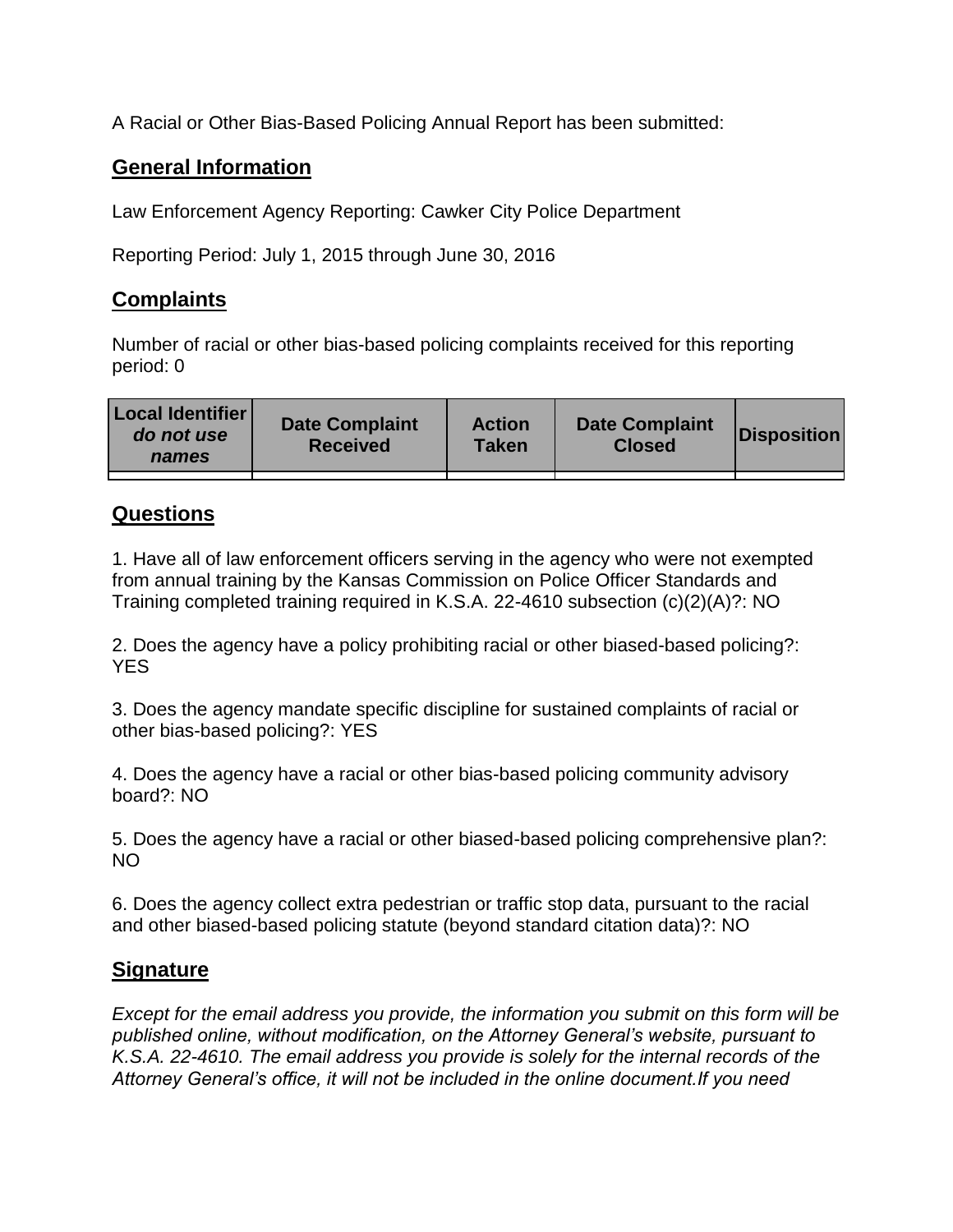A Racial or Other Bias-Based Policing Annual Report has been submitted:

## General Information

Law Enforcement Agency Reporting: Cawker City Police Department

Reporting Period: July 1, 2015 through June 30, 2016

## Complaints

Number of racial or other bias-based policing complaints received for this reporting period: 0

| Local Identifier *do not use names* | Date Complaint Received | Action Taken | Date Complaint Closed | Disposition |
|---|---|---|---|---|
| | | | | |

## Questions

1. Have all of law enforcement officers serving in the agency who were not exempted from annual training by the Kansas Commission on Police Officer Standards and Training completed training required in K.S.A. 22-4610 subsection (c)(2)(A)?: NO

2. Does the agency have a policy prohibiting racial or other biased-based policing?: YES

3. Does the agency mandate specific discipline for sustained complaints of racial or other bias-based policing?: YES

4. Does the agency have a racial or other bias-based policing community advisory board?: NO

5. Does the agency have a racial or other biased-based policing comprehensive plan?: NO

6. Does the agency collect extra pedestrian or traffic stop data, pursuant to the racial and other biased-based policing statute (beyond standard citation data)?: NO

## Signature

*Except for the email address you provide, the information you submit on this form will be published online, without modification, on the Attorney General's website, pursuant to K.S.A. 22-4610. The email address you provide is solely for the internal records of the Attorney General's office, it will not be included in the online document.If you need*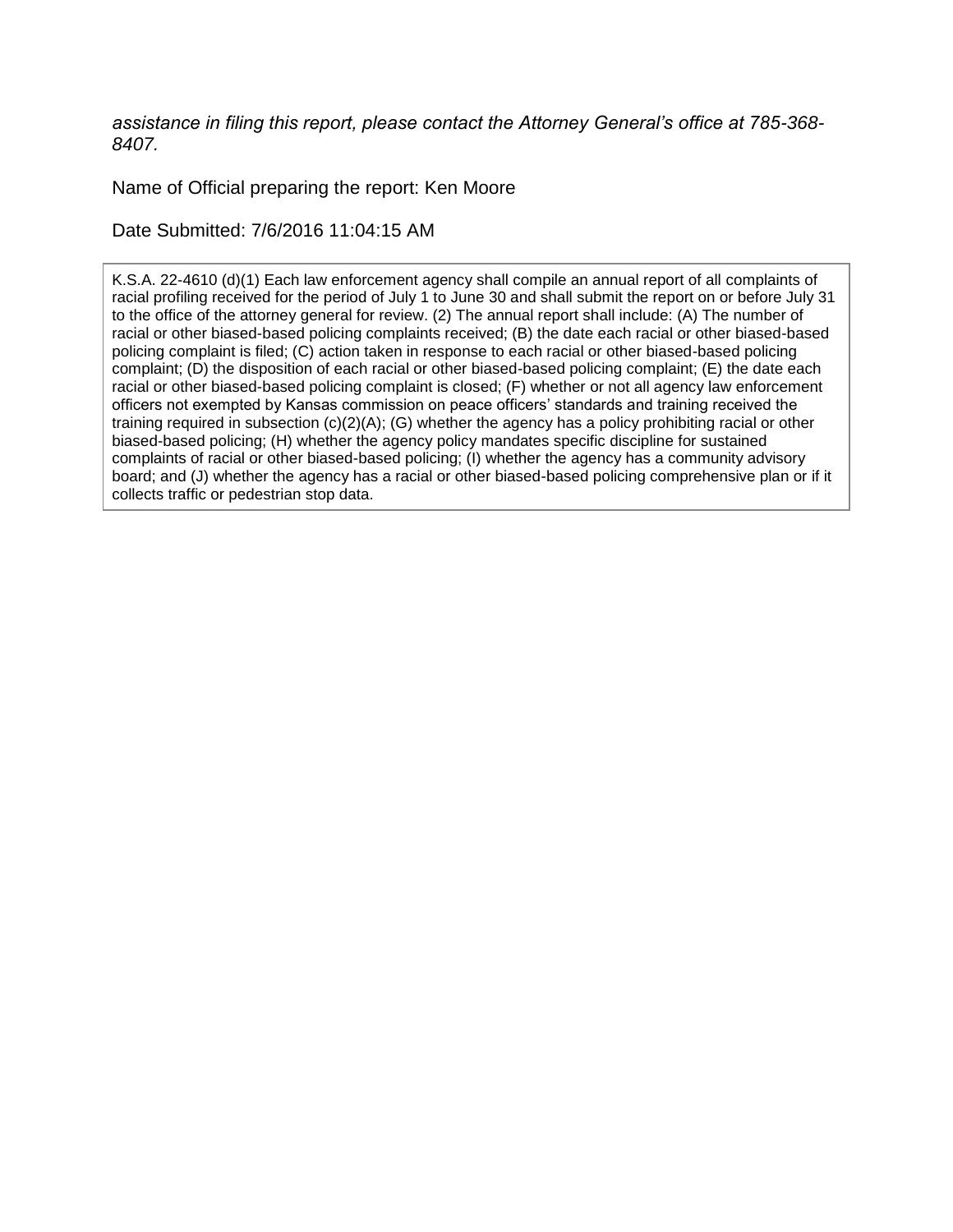*assistance in filing this report, please contact the Attorney General's office at 785-368-8407.*

Name of Official preparing the report: Ken Moore

Date Submitted: 7/6/2016 11:04:15 AM

K.S.A. 22-4610 (d)(1) Each law enforcement agency shall compile an annual report of all complaints of racial profiling received for the period of July 1 to June 30 and shall submit the report on or before July 31 to the office of the attorney general for review. (2) The annual report shall include: (A) The number of racial or other biased-based policing complaints received; (B) the date each racial or other biased-based policing complaint is filed; (C) action taken in response to each racial or other biased-based policing complaint; (D) the disposition of each racial or other biased-based policing complaint; (E) the date each racial or other biased-based policing complaint is closed; (F) whether or not all agency law enforcement officers not exempted by Kansas commission on peace officers' standards and training received the training required in subsection (c)(2)(A); (G) whether the agency has a policy prohibiting racial or other biased-based policing; (H) whether the agency policy mandates specific discipline for sustained complaints of racial or other biased-based policing; (I) whether the agency has a community advisory board; and (J) whether the agency has a racial or other biased-based policing comprehensive plan or if it collects traffic or pedestrian stop data.